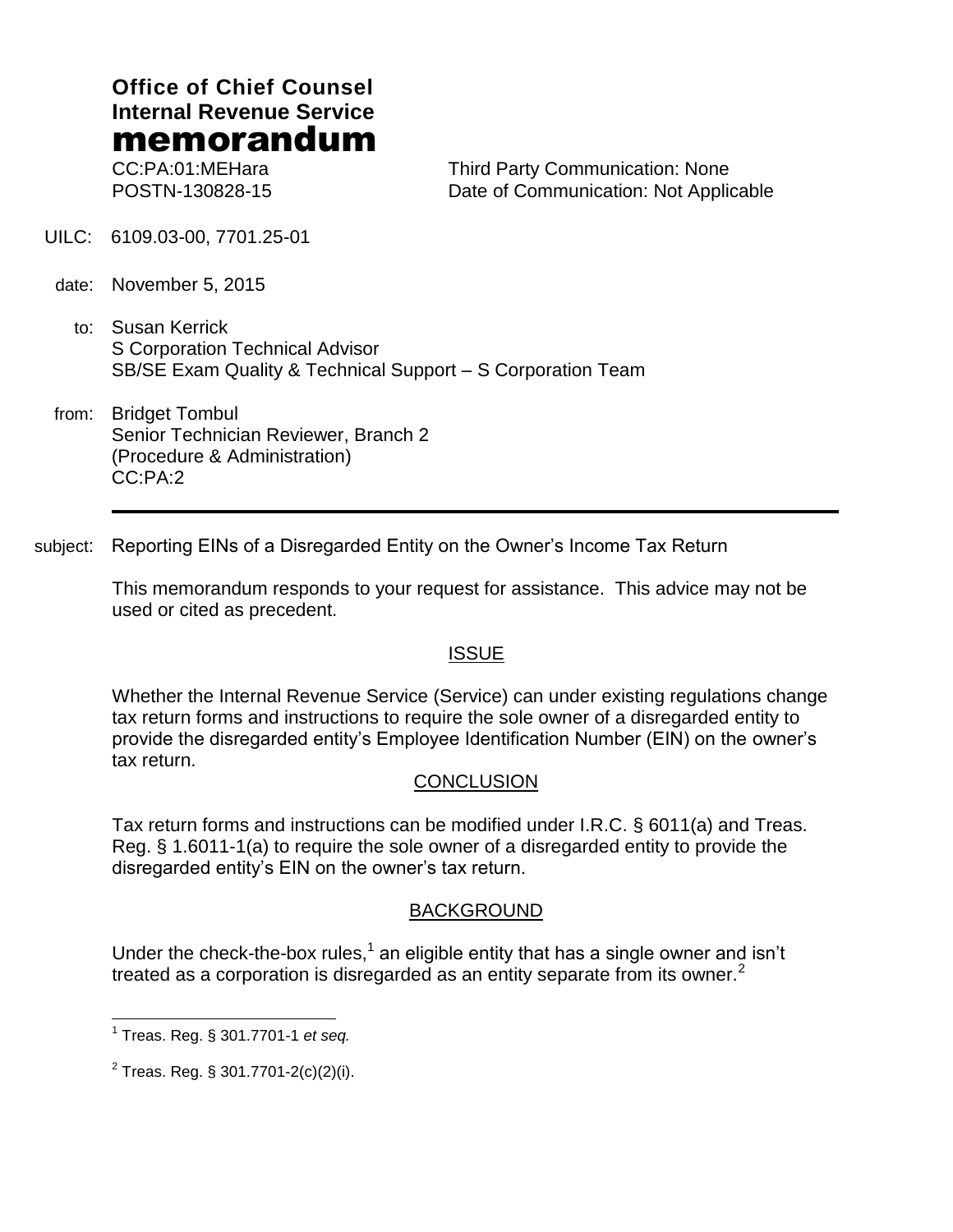**Office of Chief Counsel**
**Internal Revenue Service**
# memorandum

CC:PA:01:MEHara
POSTN-130828-15

Third Party Communication: None
Date of Communication: Not Applicable

UILC: 6109.03-00, 7701.25-01

date: November 5, 2015

to: Susan Kerrick
S Corporation Technical Advisor
SB/SE Exam Quality & Technical Support – S Corporation Team

from: Bridget Tombul
Senior Technician Reviewer, Branch 2
(Procedure & Administration)
CC:PA:2

---

subject: Reporting EINs of a Disregarded Entity on the Owner's Income Tax Return

This memorandum responds to your request for assistance. This advice may not be used or cited as precedent.

## ISSUE

Whether the Internal Revenue Service (Service) can under existing regulations change tax return forms and instructions to require the sole owner of a disregarded entity to provide the disregarded entity's Employee Identification Number (EIN) on the owner's tax return.

## CONCLUSION

Tax return forms and instructions can be modified under I.R.C. § 6011(a) and Treas. Reg. § 1.6011-1(a) to require the sole owner of a disregarded entity to provide the disregarded entity's EIN on the owner's tax return.

## BACKGROUND

Under the check-the-box rules,[1] an eligible entity that has a single owner and isn't treated as a corporation is disregarded as an entity separate from its owner.[2]

---

[1] Treas. Reg. § 301.7701-1 *et seq.*

[2] Treas. Reg. § 301.7701-2(c)(2)(i).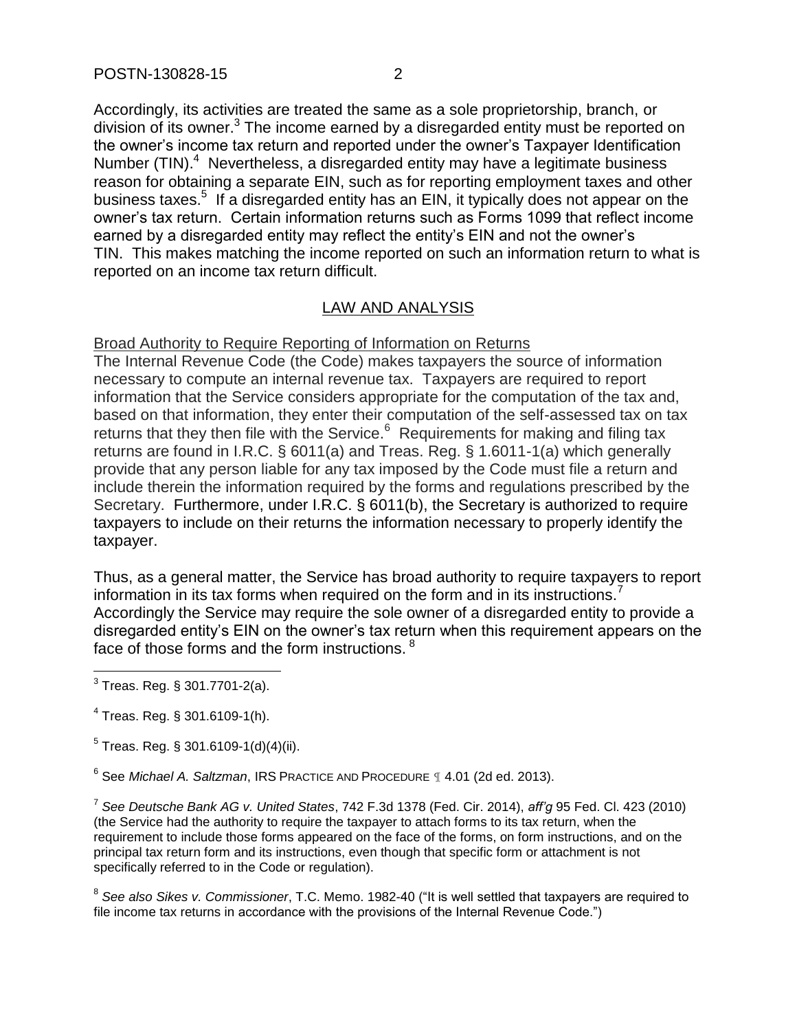Accordingly, its activities are treated the same as a sole proprietorship, branch, or division of its owner.[3] The income earned by a disregarded entity must be reported on the owner's income tax return and reported under the owner's Taxpayer Identification Number (TIN).[4] Nevertheless, a disregarded entity may have a legitimate business reason for obtaining a separate EIN, such as for reporting employment taxes and other business taxes.[5] If a disregarded entity has an EIN, it typically does not appear on the owner's tax return. Certain information returns such as Forms 1099 that reflect income earned by a disregarded entity may reflect the entity's EIN and not the owner's TIN. This makes matching the income reported on such an information return to what is reported on an income tax return difficult.

## LAW AND ANALYSIS

### Broad Authority to Require Reporting of Information on Returns

The Internal Revenue Code (the Code) makes taxpayers the source of information necessary to compute an internal revenue tax. Taxpayers are required to report information that the Service considers appropriate for the computation of the tax and, based on that information, they enter their computation of the self-assessed tax on tax returns that they then file with the Service.[6] Requirements for making and filing tax returns are found in I.R.C. § 6011(a) and Treas. Reg. § 1.6011-1(a) which generally provide that any person liable for any tax imposed by the Code must file a return and include therein the information required by the forms and regulations prescribed by the Secretary. Furthermore, under I.R.C. § 6011(b), the Secretary is authorized to require taxpayers to include on their returns the information necessary to properly identify the taxpayer.

Thus, as a general matter, the Service has broad authority to require taxpayers to report information in its tax forms when required on the form and in its instructions.[7] Accordingly the Service may require the sole owner of a disregarded entity to provide a disregarded entity's EIN on the owner's tax return when this requirement appears on the face of those forms and the form instructions.[8]

---

[3] Treas. Reg. § 301.7701-2(a).

[4] Treas. Reg. § 301.6109-1(h).

[5] Treas. Reg. § 301.6109-1(d)(4)(ii).

[6] See *Michael A. Saltzman*, IRS Practice and Procedure ¶ 4.01 (2d ed. 2013).

[7] *See Deutsche Bank AG v. United States*, 742 F.3d 1378 (Fed. Cir. 2014), *aff'g* 95 Fed. Cl. 423 (2010) (the Service had the authority to require the taxpayer to attach forms to its tax return, when the requirement to include those forms appeared on the face of the forms, on form instructions, and on the principal tax return form and its instructions, even though that specific form or attachment is not specifically referred to in the Code or regulation).

[8] *See also Sikes v. Commissioner*, T.C. Memo. 1982-40 ("It is well settled that taxpayers are required to file income tax returns in accordance with the provisions of the Internal Revenue Code.")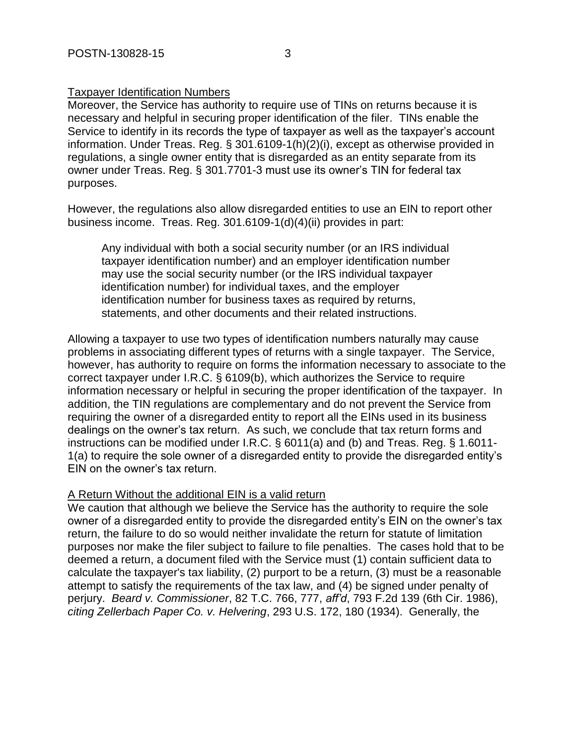Taxpayer Identification Numbers

Moreover, the Service has authority to require use of TINs on returns because it is necessary and helpful in securing proper identification of the filer. TINs enable the Service to identify in its records the type of taxpayer as well as the taxpayer's account information. Under Treas. Reg. § 301.6109-1(h)(2)(i), except as otherwise provided in regulations, a single owner entity that is disregarded as an entity separate from its owner under Treas. Reg. § 301.7701-3 must use its owner's TIN for federal tax purposes.

However, the regulations also allow disregarded entities to use an EIN to report other business income. Treas. Reg. 301.6109-1(d)(4)(ii) provides in part:

> Any individual with both a social security number (or an IRS individual taxpayer identification number) and an employer identification number may use the social security number (or the IRS individual taxpayer identification number) for individual taxes, and the employer identification number for business taxes as required by returns, statements, and other documents and their related instructions.

Allowing a taxpayer to use two types of identification numbers naturally may cause problems in associating different types of returns with a single taxpayer. The Service, however, has authority to require on forms the information necessary to associate to the correct taxpayer under I.R.C. § 6109(b), which authorizes the Service to require information necessary or helpful in securing the proper identification of the taxpayer. In addition, the TIN regulations are complementary and do not prevent the Service from requiring the owner of a disregarded entity to report all the EINs used in its business dealings on the owner's tax return. As such, we conclude that tax return forms and instructions can be modified under I.R.C. § 6011(a) and (b) and Treas. Reg. § 1.6011-1(a) to require the sole owner of a disregarded entity to provide the disregarded entity's EIN on the owner's tax return.

A Return Without the additional EIN is a valid return

We caution that although we believe the Service has the authority to require the sole owner of a disregarded entity to provide the disregarded entity's EIN on the owner's tax return, the failure to do so would neither invalidate the return for statute of limitation purposes nor make the filer subject to failure to file penalties. The cases hold that to be deemed a return, a document filed with the Service must (1) contain sufficient data to calculate the taxpayer's tax liability, (2) purport to be a return, (3) must be a reasonable attempt to satisfy the requirements of the tax law, and (4) be signed under penalty of perjury. *Beard v. Commissioner*, 82 T.C. 766, 777, *aff'd*, 793 F.2d 139 (6th Cir. 1986), *citing Zellerbach Paper Co. v. Helvering*, 293 U.S. 172, 180 (1934). Generally, the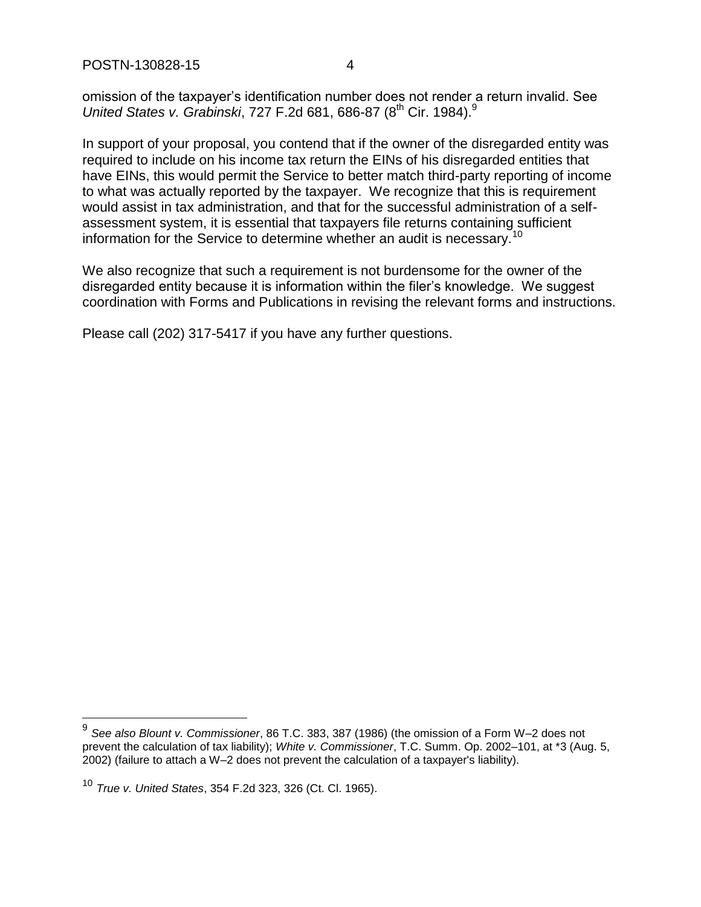omission of the taxpayer's identification number does not render a return invalid. See *United States v. Grabinski*, 727 F.2d 681, 686-87 (8th Cir. 1984).[9]

In support of your proposal, you contend that if the owner of the disregarded entity was required to include on his income tax return the EINs of his disregarded entities that have EINs, this would permit the Service to better match third-party reporting of income to what was actually reported by the taxpayer. We recognize that this is requirement would assist in tax administration, and that for the successful administration of a self-assessment system, it is essential that taxpayers file returns containing sufficient information for the Service to determine whether an audit is necessary.[10]

We also recognize that such a requirement is not burdensome for the owner of the disregarded entity because it is information within the filer's knowledge. We suggest coordination with Forms and Publications in revising the relevant forms and instructions.

Please call (202) 317-5417 if you have any further questions.

---

[9] *See also Blount v. Commissioner*, 86 T.C. 383, 387 (1986) (the omission of a Form W–2 does not prevent the calculation of tax liability); *White v. Commissioner*, T.C. Summ. Op. 2002–101, at *3 (Aug. 5, 2002) (failure to attach a W–2 does not prevent the calculation of a taxpayer's liability).

[10] *True v. United States*, 354 F.2d 323, 326 (Ct. Cl. 1965).